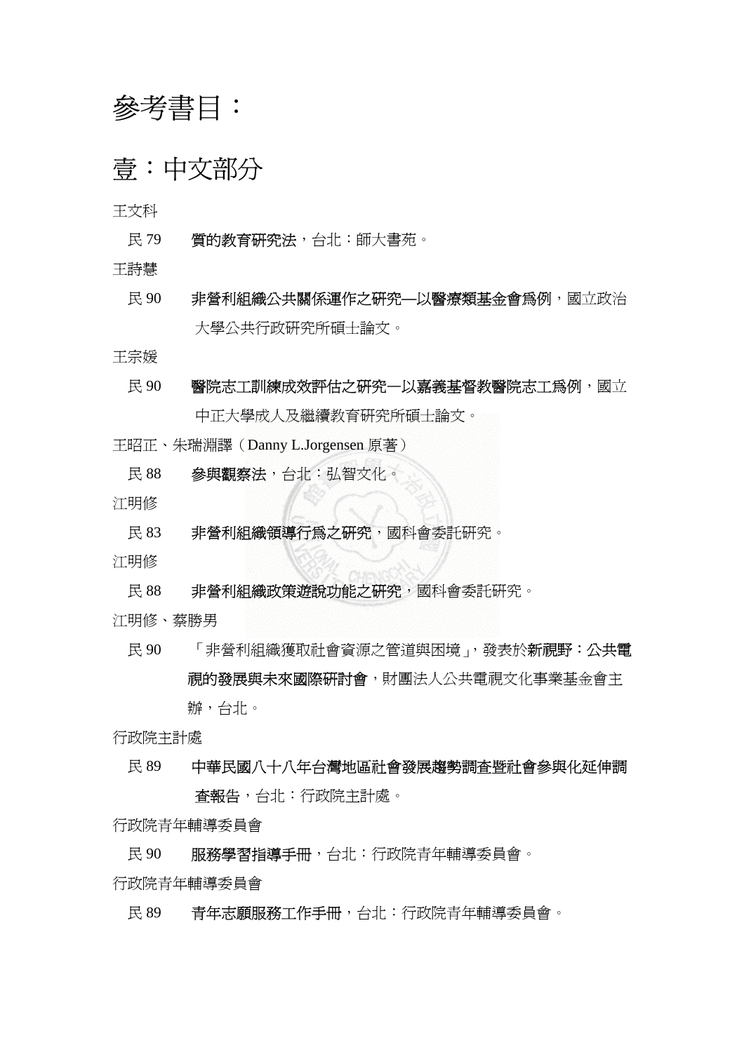# 參考書目：

## 壹：中文部分

王文科

民 79　**質的教育研究法**，台北：師大書苑。

王詩慧

民 90　**非營利組織公共關係運作之研究—以醫療類基金會為例**，國立政治大學公共行政研究所碩士論文。

王宗媛

民 90　**醫院志工訓練成效評估之研究—以嘉義基督教醫院志工為例**，國立中正大學成人及繼續教育研究所碩士論文。

王昭正、朱瑞淵譯（Danny L.Jorgensen 原著）

民 88　**參與觀察法**，台北：弘智文化。

江明修

民 83　**非營利組織領導行為之研究**，國科會委託研究。

江明修

民 88　**非營利組織政策遊說功能之研究**，國科會委託研究。

江明修、蔡勝男

民 90　「非營利組織獲取社會資源之管道與困境」，發表於**新視野：公共電視的發展與未來國際研討會**，財團法人公共電視文化事業基金會主辦，台北。

行政院主計處

民 89　**中華民國八十八年台灣地區社會發展趨勢調查暨社會參與化延伸調查報告**，台北：行政院主計處。

行政院青年輔導委員會

民 90　**服務學習指導手冊**，台北：行政院青年輔導委員會。

行政院青年輔導委員會

民 89　**青年志願服務工作手冊**，台北：行政院青年輔導委員會。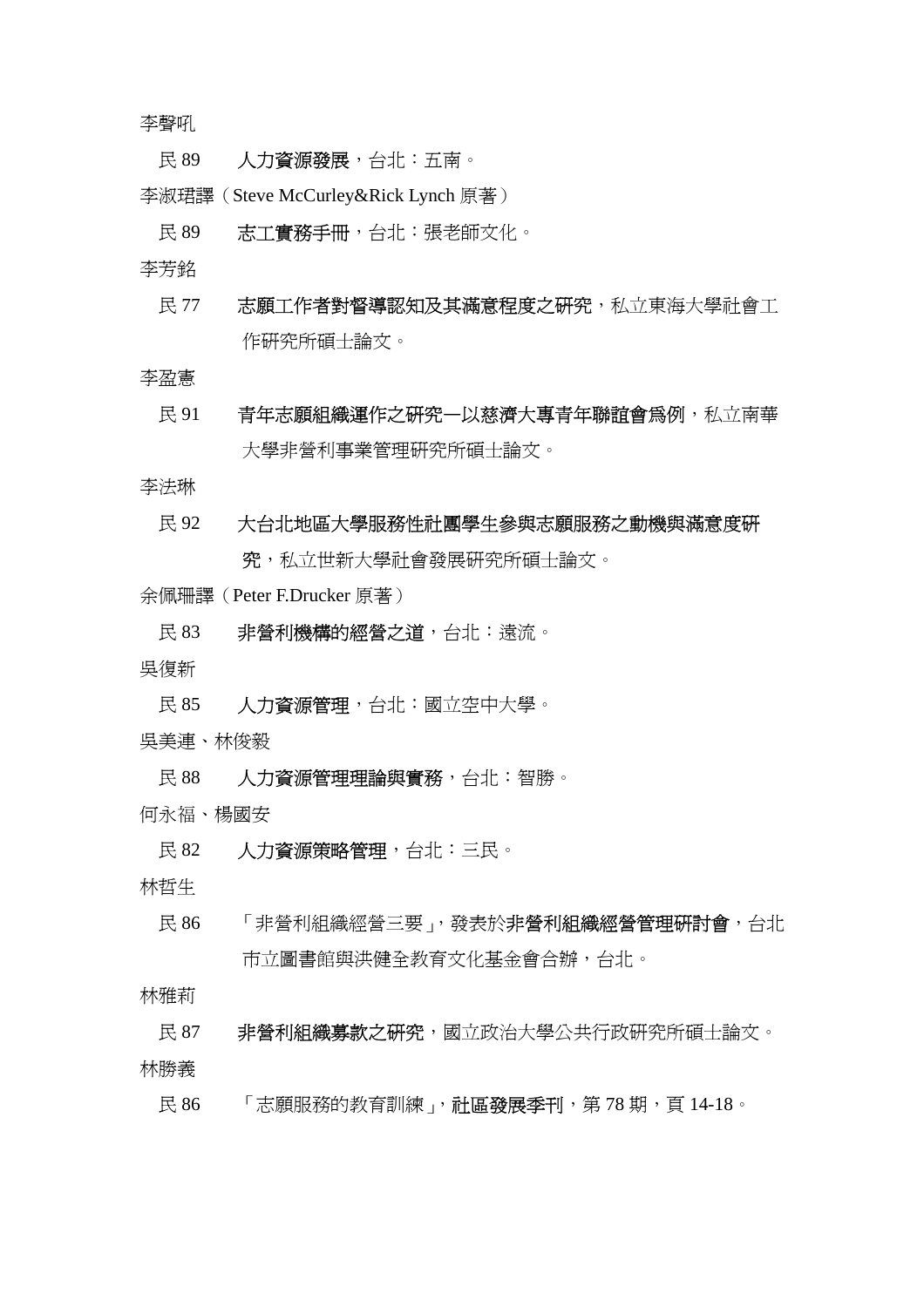李聲吼

民 89　**人力資源發展**，台北：五南。

李淑珺譯（Steve McCurley&Rick Lynch 原著）

民 89　**志工實務手冊**，台北：張老師文化。

李芳銘

民 77　**志願工作者對督導認知及其滿意程度之研究**，私立東海大學社會工作研究所碩士論文。

李盈憲

民 91　**青年志願組織運作之研究—以慈濟大專青年聯誼會為例**，私立南華大學非營利事業管理研究所碩士論文。

李法琳

民 92　**大台北地區大學服務性社團學生參與志願服務之動機與滿意度研究**，私立世新大學社會發展研究所碩士論文。

余佩珊譯（Peter F.Drucker 原著）

民 83　**非營利機構的經營之道**，台北：遠流。

吳復新

民 85　**人力資源管理**，台北：國立空中大學。

吳美連、林俊毅

民 88　**人力資源管理理論與實務**，台北：智勝。

何永福、楊國安

民 82　**人力資源策略管理**，台北：三民。

林哲生

民 86　「非營利組織經營三要」，發表於**非營利組織經營管理研討會**，台北市立圖書館與洪健全教育文化基金會合辦，台北。

林雅莉

民 87　**非營利組織募款之研究**，國立政治大學公共行政研究所碩士論文。

林勝義

民 86　「志願服務的教育訓練」，**社區發展季刊**，第 78 期，頁 14-18。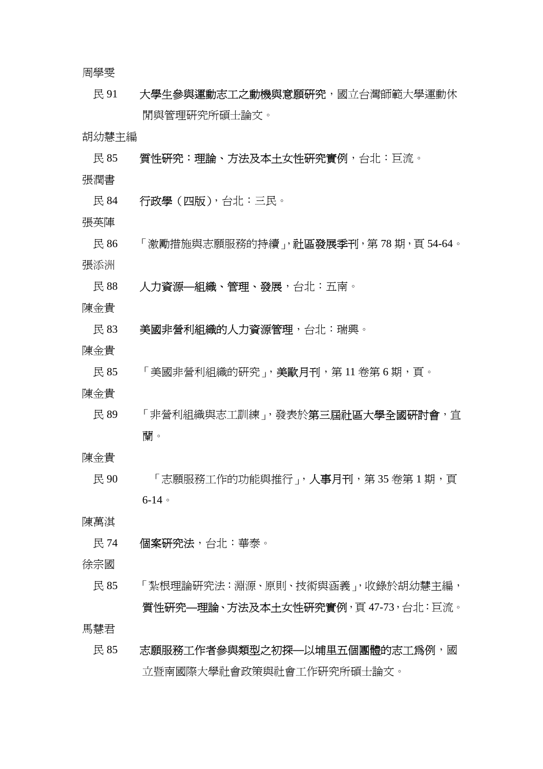周學雯

民 91　**大學生參與運動志工之動機與意願研究**，國立台灣師範大學運動休閒與管理研究所碩士論文。

胡幼慧主編

民 85　**質性研究：理論、方法及本土女性研究實例**，台北：巨流。

張潤書

民 84　**行政學（四版）**，台北：三民。

張英陣

民 86　「激勵措施與志願服務的持續」，**社區發展季刊**，第 78 期，頁 54-64。

張添洲

民 88　**人力資源—組織、管理、發展**，台北：五南。

陳金貴

民 83　**美國非營利組織的人力資源管理**，台北：瑞興。

陳金貴

民 85　「美國非營利組織的研究」，**美歐月刊**，第 11 卷第 6 期，頁。

陳金貴

民 89　「非營利組織與志工訓練」，發表於**第三屆社區大學全國研討會**，宜蘭。

陳金貴

民 90　「志願服務工作的功能與推行」，**人事月刊**，第 35 卷第 1 期，頁 6-14。

陳萬淇

民 74　**個案研究法**，台北：華泰。

徐宗國

民 85　「紮根理論研究法：淵源、原則、技術與涵義」，收錄於胡幼慧主編，**質性研究—理論、方法及本土女性研究實例**，頁 47-73，台北：巨流。

馬慧君

民 85　**志願服務工作者參與類型之初探—以埔里五個團體的志工為例**，國立暨南國際大學社會政策與社會工作研究所碩士論文。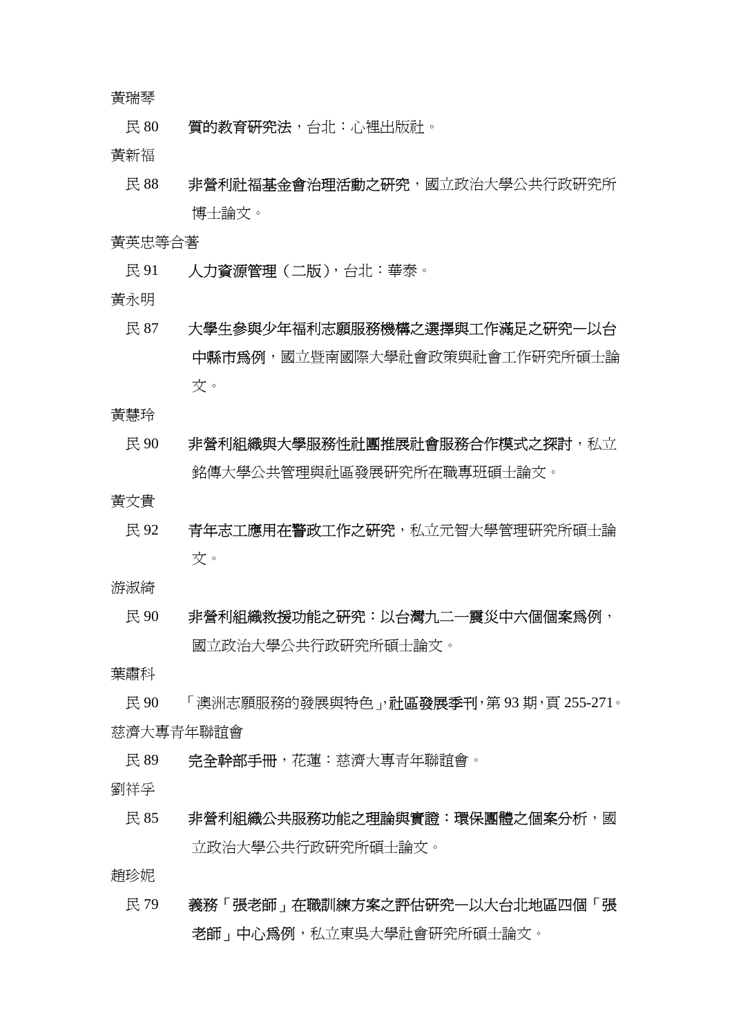黃瑞琴

民 80　**質的教育研究法**，台北：心裡出版社。

黃新福

民 88　**非營利社福基金會治理活動之研究**，國立政治大學公共行政研究所博士論文。

黃英忠等合著

民 91　**人力資源管理（二版）**，台北：華泰。

黃永明

民 87　**大學生參與少年福利志願服務機構之選擇與工作滿足之研究—以台中縣市為例**，國立暨南國際大學社會政策與社會工作研究所碩士論文。

黃慧玲

民 90　**非營利組織與大學服務性社團推展社會服務合作模式之探討**，私立銘傳大學公共管理與社區發展研究所在職專班碩士論文。

黃文貴

民 92　**青年志工應用在警政工作之研究**，私立元智大學管理研究所碩士論文。

游淑綺

民 90　**非營利組織救援功能之研究：以台灣九二一震災中六個個案為例**，國立政治大學公共行政研究所碩士論文。

葉肅科

民 90　「澳洲志願服務的發展與特色」，**社區發展季刊**，第 93 期，頁 255-271。

慈濟大專青年聯誼會

民 89　**完全幹部手冊**，花蓮：慈濟大專青年聯誼會。

劉祥孚

民 85　**非營利組織公共服務功能之理論與實證：環保團體之個案分析**，國立政治大學公共行政研究所碩士論文。

趙珍妮

民 79　**義務「張老師」在職訓練方案之評估研究—以大台北地區四個「張老師」中心為例**，私立東吳大學社會研究所碩士論文。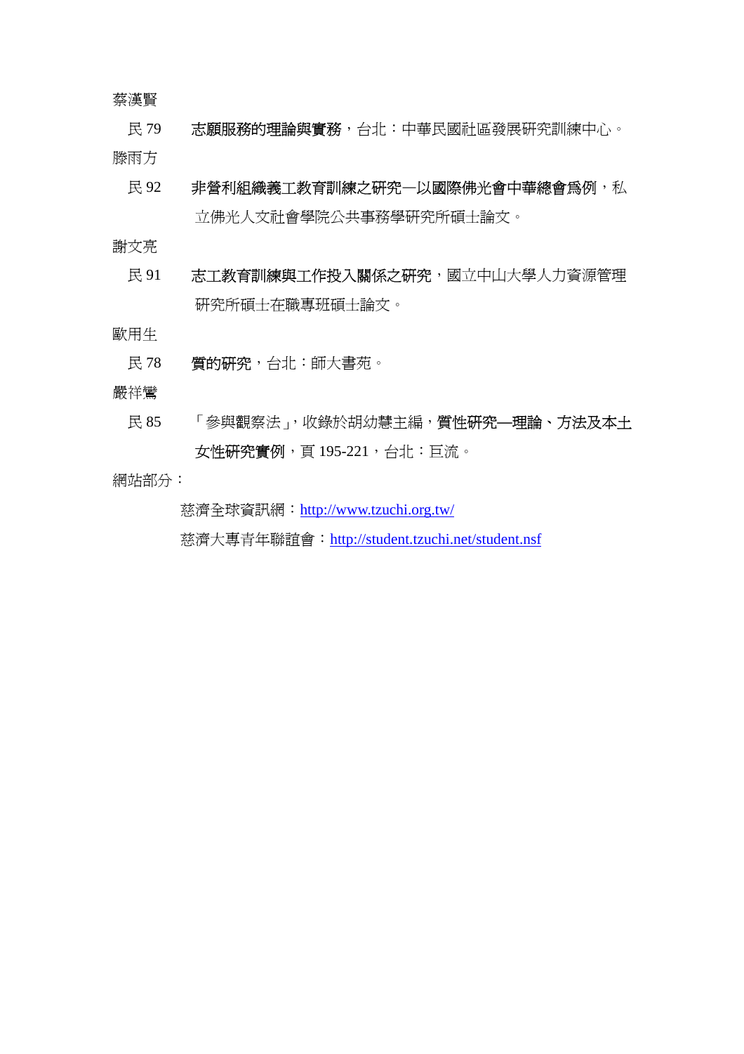蔡漢賢

民 79　**志願服務的理論與實務**，台北：中華民國社區發展研究訓練中心。

滕雨方

民 92　**非營利組織義工教育訓練之研究—以國際佛光會中華總會爲例**，私立佛光人文社會學院公共事務學研究所碩士論文。

謝文亮

民 91　**志工教育訓練與工作投入關係之研究**，國立中山大學人力資源管理研究所碩士在職專班碩士論文。

歐用生

民 78　**質的研究**，台北：師大書苑。

嚴祥鸞

民 85　「參與觀察法」，收錄於胡幼慧主編，**質性研究—理論、方法及本土女性研究實例**，頁 195-221，台北：巨流。

網站部分：

慈濟全球資訊網：http://www.tzuchi.org.tw/

慈濟大專青年聯誼會：http://student.tzuchi.net/student.nsf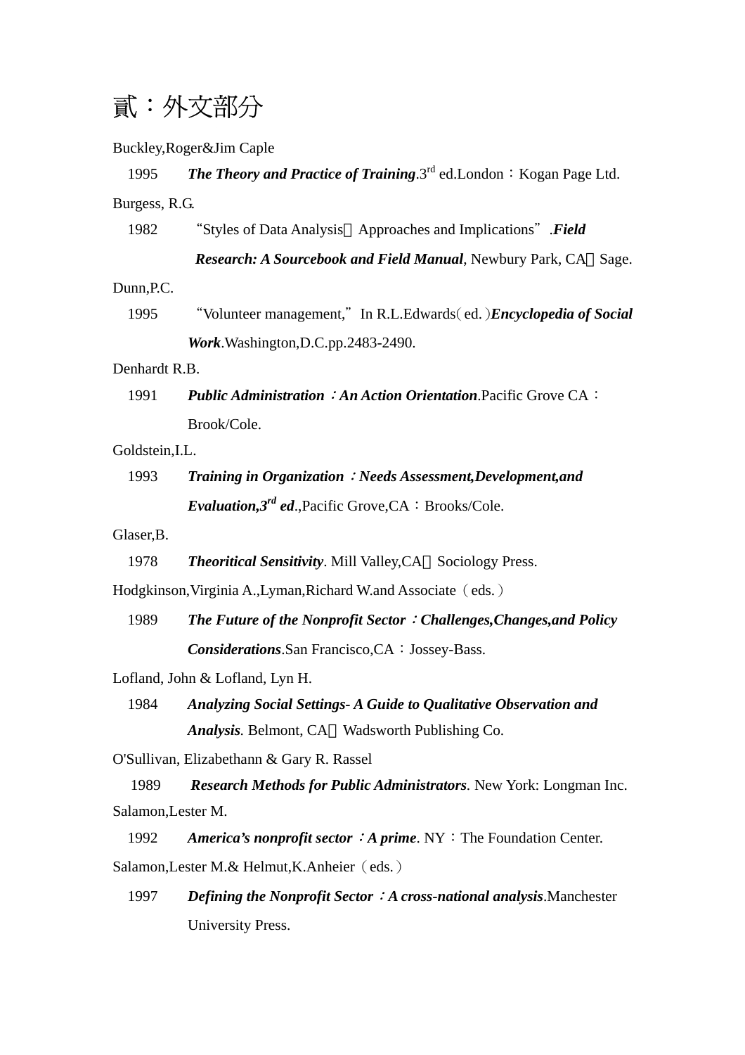# 貳：外文部分

Buckley,Roger&Jim Caple

1995　***The Theory and Practice of Training***.3rd ed.London：Kogan Page Ltd.

Burgess, R.G.

1982　“Styles of Data Analysis：Approaches and Implications”.***Field Research: A Sourcebook and Field Manual***, Newbury Park, CA：Sage.

Dunn,P.C.

1995　“Volunteer management,” In R.L.Edwards( ed. )***Encyclopedia of Social Work***.Washington,D.C.pp.2483-2490.

Denhardt R.B.

1991　***Public Administration：An Action Orientation***.Pacific Grove CA：Brook/Cole.

Goldstein,I.L.

1993　***Training in Organization：Needs Assessment,Development,and Evaluation,3rd ed***.,Pacific Grove,CA：Brooks/Cole.

Glaser,B.

1978　***Theoritical Sensitivity***. Mill Valley,CA：Sociology Press.

Hodgkinson,Virginia A.,Lyman,Richard W.and Associate（eds.）

1989　***The Future of the Nonprofit Sector：Challenges,Changes,and Policy Considerations***.San Francisco,CA：Jossey-Bass.

Lofland, John & Lofland, Lyn H.

1984　***Analyzing Social Settings- A Guide to Qualitative Observation and Analysis***. Belmont, CA：Wadsworth Publishing Co.

O'Sullivan, Elizabethann & Gary R. Rassel

1989　***Research Methods for Public Administrators***. New York: Longman Inc.

Salamon,Lester M.

1992　***America's nonprofit sector：A prime***. NY：The Foundation Center.

Salamon,Lester M.& Helmut,K.Anheier（eds.）

1997　***Defining the Nonprofit Sector：A cross-national analysis***.Manchester University Press.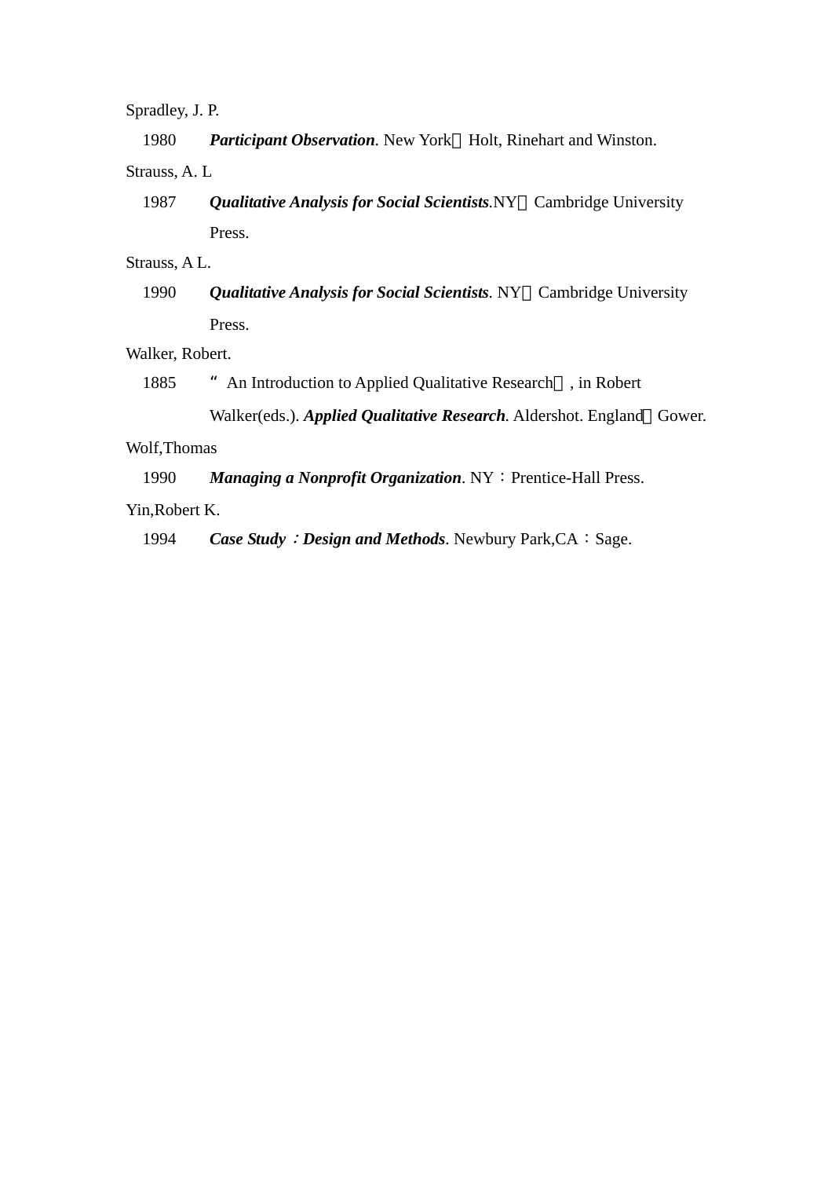Spradley, J. P.

1980 ***Participant Observation***. New York：Holt, Rinehart and Winston.

Strauss, A. L

1987 ***Qualitative Analysis for Social Scientists***.NY：Cambridge University Press.

Strauss, A L.

1990 ***Qualitative Analysis for Social Scientists***. NY：Cambridge University Press.

Walker, Robert.

1885 " An Introduction to Applied Qualitative Research", in Robert Walker(eds.). ***Applied Qualitative Research***. Aldershot. England：Gower.

Wolf,Thomas

1990 ***Managing a Nonprofit Organization***. NY：Prentice-Hall Press.

Yin,Robert K.

1994 ***Case Study：Design and Methods***. Newbury Park,CA：Sage.